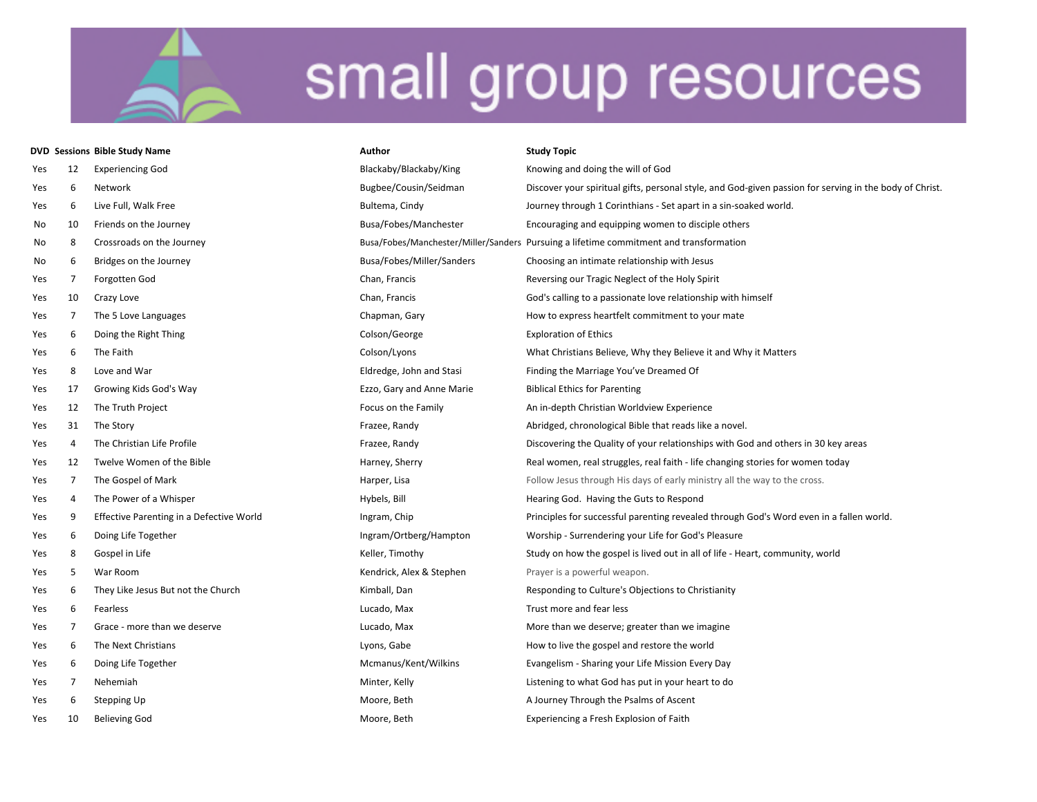# small group resources

| DVD | Sessions | Bible Study Name | Author | Study Topic |
|---|---|---|---|---|
| Yes | 12 | Experiencing God | Blackaby/Blackaby/King | Knowing and doing the will of God |
| Yes | 6 | Network | Bugbee/Cousin/Seidman | Discover your spiritual gifts, personal style, and God-given passion for serving in the body of Christ. |
| Yes | 6 | Live Full, Walk Free | Bultema, Cindy | Journey through 1 Corinthians - Set apart in a sin-soaked world. |
| No | 10 | Friends on the Journey | Busa/Fobes/Manchester | Encouraging and equipping women to disciple others |
| No | 8 | Crossroads on the Journey | Busa/Fobes/Manchester/Miller/Sanders | Pursuing a lifetime commitment and transformation |
| No | 6 | Bridges on the Journey | Busa/Fobes/Miller/Sanders | Choosing an intimate relationship with Jesus |
| Yes | 7 | Forgotten God | Chan, Francis | Reversing our Tragic Neglect of the Holy Spirit |
| Yes | 10 | Crazy Love | Chan, Francis | God's calling to a passionate love relationship with himself |
| Yes | 7 | The 5 Love Languages | Chapman, Gary | How to express heartfelt commitment to your mate |
| Yes | 6 | Doing the Right Thing | Colson/George | Exploration of Ethics |
| Yes | 6 | The Faith | Colson/Lyons | What Christians Believe, Why they Believe it and Why it Matters |
| Yes | 8 | Love and War | Eldredge, John and Stasi | Finding the Marriage You've Dreamed Of |
| Yes | 17 | Growing Kids God's Way | Ezzo, Gary and Anne Marie | Biblical Ethics for Parenting |
| Yes | 12 | The Truth Project | Focus on the Family | An in-depth Christian Worldview Experience |
| Yes | 31 | The Story | Frazee, Randy | Abridged, chronological Bible that reads like a novel. |
| Yes | 4 | The Christian Life Profile | Frazee, Randy | Discovering the Quality of your relationships with God and others in 30 key areas |
| Yes | 12 | Twelve Women of the Bible | Harney, Sherry | Real women, real struggles, real faith - life changing stories for women today |
| Yes | 7 | The Gospel of Mark | Harper, Lisa | Follow Jesus through His days of early ministry all the way to the cross. |
| Yes | 4 | The Power of a Whisper | Hybels, Bill | Hearing God. Having the Guts to Respond |
| Yes | 9 | Effective Parenting in a Defective World | Ingram, Chip | Principles for successful parenting revealed through God's Word even in a fallen world. |
| Yes | 6 | Doing Life Together | Ingram/Ortberg/Hampton | Worship - Surrendering your Life for God's Pleasure |
| Yes | 8 | Gospel in Life | Keller, Timothy | Study on how the gospel is lived out in all of life - Heart, community, world |
| Yes | 5 | War Room | Kendrick, Alex & Stephen | Prayer is a powerful weapon. |
| Yes | 6 | They Like Jesus But not the Church | Kimball, Dan | Responding to Culture's Objections to Christianity |
| Yes | 6 | Fearless | Lucado, Max | Trust more and fear less |
| Yes | 7 | Grace - more than we deserve | Lucado, Max | More than we deserve; greater than we imagine |
| Yes | 6 | The Next Christians | Lyons, Gabe | How to live the gospel and restore the world |
| Yes | 6 | Doing Life Together | Mcmanus/Kent/Wilkins | Evangelism - Sharing your Life Mission Every Day |
| Yes | 7 | Nehemiah | Minter, Kelly | Listening to what God has put in your heart to do |
| Yes | 6 | Stepping Up | Moore, Beth | A Journey Through the Psalms of Ascent |
| Yes | 10 | Believing God | Moore, Beth | Experiencing a Fresh Explosion of Faith |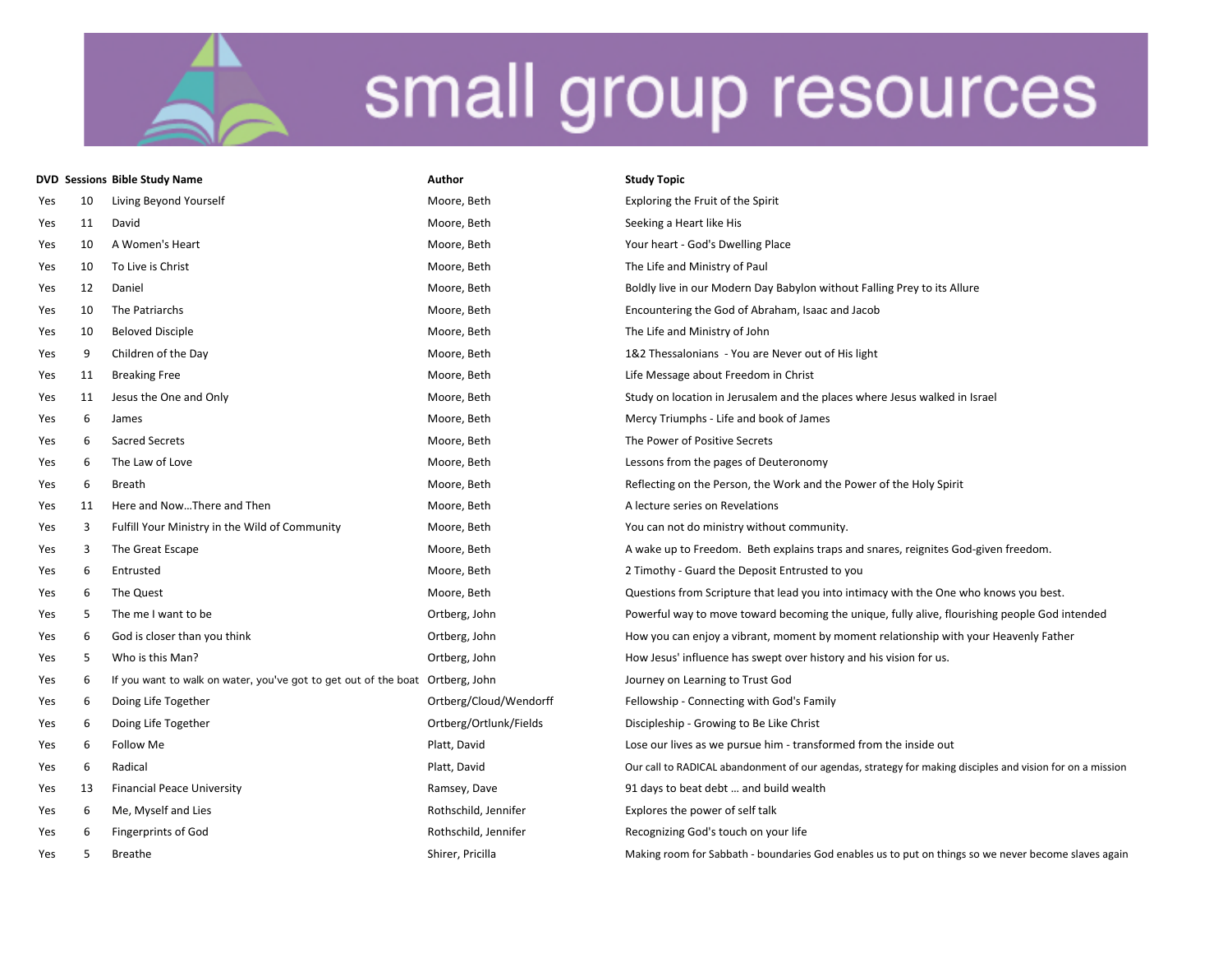# small group resources

| DVD | Sessions | Bible Study Name | Author | Study Topic |
|---|---|---|---|---|
| Yes | 10 | Living Beyond Yourself | Moore, Beth | Exploring the Fruit of the Spirit |
| Yes | 11 | David | Moore, Beth | Seeking a Heart like His |
| Yes | 10 | A Women's Heart | Moore, Beth | Your heart - God's Dwelling Place |
| Yes | 10 | To Live is Christ | Moore, Beth | The Life and Ministry of Paul |
| Yes | 12 | Daniel | Moore, Beth | Boldly live in our Modern Day Babylon without Falling Prey to its Allure |
| Yes | 10 | The Patriarchs | Moore, Beth | Encountering the God of Abraham, Isaac and Jacob |
| Yes | 10 | Beloved Disciple | Moore, Beth | The Life and Ministry of John |
| Yes | 9 | Children of the Day | Moore, Beth | 1&2 Thessalonians - You are Never out of His light |
| Yes | 11 | Breaking Free | Moore, Beth | Life Message about Freedom in Christ |
| Yes | 11 | Jesus the One and Only | Moore, Beth | Study on location in Jerusalem and the places where Jesus walked in Israel |
| Yes | 6 | James | Moore, Beth | Mercy Triumphs - Life and book of James |
| Yes | 6 | Sacred Secrets | Moore, Beth | The Power of Positive Secrets |
| Yes | 6 | The Law of Love | Moore, Beth | Lessons from the pages of Deuteronomy |
| Yes | 6 | Breath | Moore, Beth | Reflecting on the Person, the Work and the Power of the Holy Spirit |
| Yes | 11 | Here and Now…There and Then | Moore, Beth | A lecture series on Revelations |
| Yes | 3 | Fulfill Your Ministry in the Wild of Community | Moore, Beth | You can not do ministry without community. |
| Yes | 3 | The Great Escape | Moore, Beth | A wake up to Freedom. Beth explains traps and snares, reignites God-given freedom. |
| Yes | 6 | Entrusted | Moore, Beth | 2 Timothy - Guard the Deposit Entrusted to you |
| Yes | 6 | The Quest | Moore, Beth | Questions from Scripture that lead you into intimacy with the One who knows you best. |
| Yes | 5 | The me I want to be | Ortberg, John | Powerful way to move toward becoming the unique, fully alive, flourishing people God intended |
| Yes | 6 | God is closer than you think | Ortberg, John | How you can enjoy a vibrant, moment by moment relationship with your Heavenly Father |
| Yes | 5 | Who is this Man? | Ortberg, John | How Jesus' influence has swept over history and his vision for us. |
| Yes | 6 | If you want to walk on water, you've got to get out of the boat | Ortberg, John | Journey on Learning to Trust God |
| Yes | 6 | Doing Life Together | Ortberg/Cloud/Wendorff | Fellowship - Connecting with God's Family |
| Yes | 6 | Doing Life Together | Ortberg/Ortlunk/Fields | Discipleship - Growing to Be Like Christ |
| Yes | 6 | Follow Me | Platt, David | Lose our lives as we pursue him - transformed from the inside out |
| Yes | 6 | Radical | Platt, David | Our call to RADICAL abandonment of our agendas, strategy for making disciples and vision for on a mission |
| Yes | 13 | Financial Peace University | Ramsey, Dave | 91 days to beat debt … and build wealth |
| Yes | 6 | Me, Myself and Lies | Rothschild, Jennifer | Explores the power of self talk |
| Yes | 6 | Fingerprints of God | Rothschild, Jennifer | Recognizing God's touch on your life |
| Yes | 5 | Breathe | Shirer, Pricilla | Making room for Sabbath - boundaries God enables us to put on things so we never become slaves again |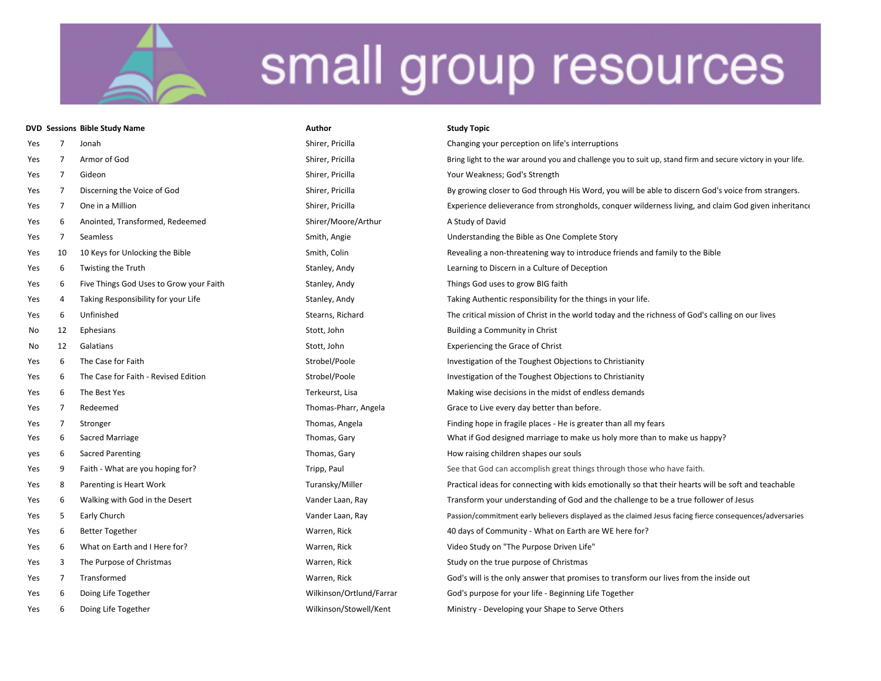# small group resources

| DVD | Sessions | Bible Study Name | Author | Study Topic |
|---|---|---|---|---|
| Yes | 7 | Jonah | Shirer, Pricilla | Changing your perception on life's interruptions |
| Yes | 7 | Armor of God | Shirer, Pricilla | Bring light to the war around you and challenge you to suit up, stand firm and secure victory in your life. |
| Yes | 7 | Gideon | Shirer, Pricilla | Your Weakness; God's Strength |
| Yes | 7 | Discerning the Voice of God | Shirer, Pricilla | By growing closer to God through His Word, you will be able to discern God's voice from strangers. |
| Yes | 7 | One in a Million | Shirer, Pricilla | Experience delieverance from strongholds, conquer wilderness living, and claim God given inheritance |
| Yes | 6 | Anointed, Transformed, Redeemed | Shirer/Moore/Arthur | A Study of David |
| Yes | 7 | Seamless | Smith, Angie | Understanding the Bible as One Complete Story |
| Yes | 10 | 10 Keys for Unlocking the Bible | Smith, Colin | Revealing a non-threatening way to introduce friends and family to the Bible |
| Yes | 6 | Twisting the Truth | Stanley, Andy | Learning to Discern in a Culture of Deception |
| Yes | 6 | Five Things God Uses to Grow your Faith | Stanley, Andy | Things God uses to grow BIG faith |
| Yes | 4 | Taking Responsibility for your Life | Stanley, Andy | Taking Authentic responsibility for the things in your life. |
| Yes | 6 | Unfinished | Stearns, Richard | The critical mission of Christ in the world today and the richness of God's calling on our lives |
| No | 12 | Ephesians | Stott, John | Building a Community in Christ |
| No | 12 | Galatians | Stott, John | Experiencing the Grace of Christ |
| Yes | 6 | The Case for Faith | Strobel/Poole | Investigation of the Toughest Objections to Christianity |
| Yes | 6 | The Case for Faith - Revised Edition | Strobel/Poole | Investigation of the Toughest Objections to Christianity |
| Yes | 6 | The Best Yes | Terkeurst, Lisa | Making wise decisions in the midst of endless demands |
| Yes | 7 | Redeemed | Thomas-Pharr, Angela | Grace to Live every day better than before. |
| Yes | 7 | Stronger | Thomas, Angela | Finding hope in fragile places - He is greater than all my fears |
| Yes | 6 | Sacred Marriage | Thomas, Gary | What if God designed marriage to make us holy more than to make us happy? |
| yes | 6 | Sacred Parenting | Thomas, Gary | How raising children shapes our souls |
| Yes | 9 | Faith - What are you hoping for? | Tripp, Paul | See that God can accomplish great things through those who have faith. |
| Yes | 8 | Parenting is Heart Work | Turansky/Miller | Practical ideas for connecting with kids emotionally so that their hearts will be soft and teachable |
| Yes | 6 | Walking with God in the Desert | Vander Laan, Ray | Transform your understanding of God and the challenge to be a true follower of Jesus |
| Yes | 5 | Early Church | Vander Laan, Ray | Passion/commitment early believers displayed as the claimed Jesus facing fierce consequences/adversaries |
| Yes | 6 | Better Together | Warren, Rick | 40 days of Community - What on Earth are WE here for? |
| Yes | 6 | What on Earth and I Here for? | Warren, Rick | Video Study on "The Purpose Driven Life" |
| Yes | 3 | The Purpose of Christmas | Warren, Rick | Study on the true purpose of Christmas |
| Yes | 7 | Transformed | Warren, Rick | God's will is the only answer that promises to transform our lives from the inside out |
| Yes | 6 | Doing Life Together | Wilkinson/Ortlund/Farrar | God's purpose for your life - Beginning Life Together |
| Yes | 6 | Doing Life Together | Wilkinson/Stowell/Kent | Ministry - Developing your Shape to Serve Others |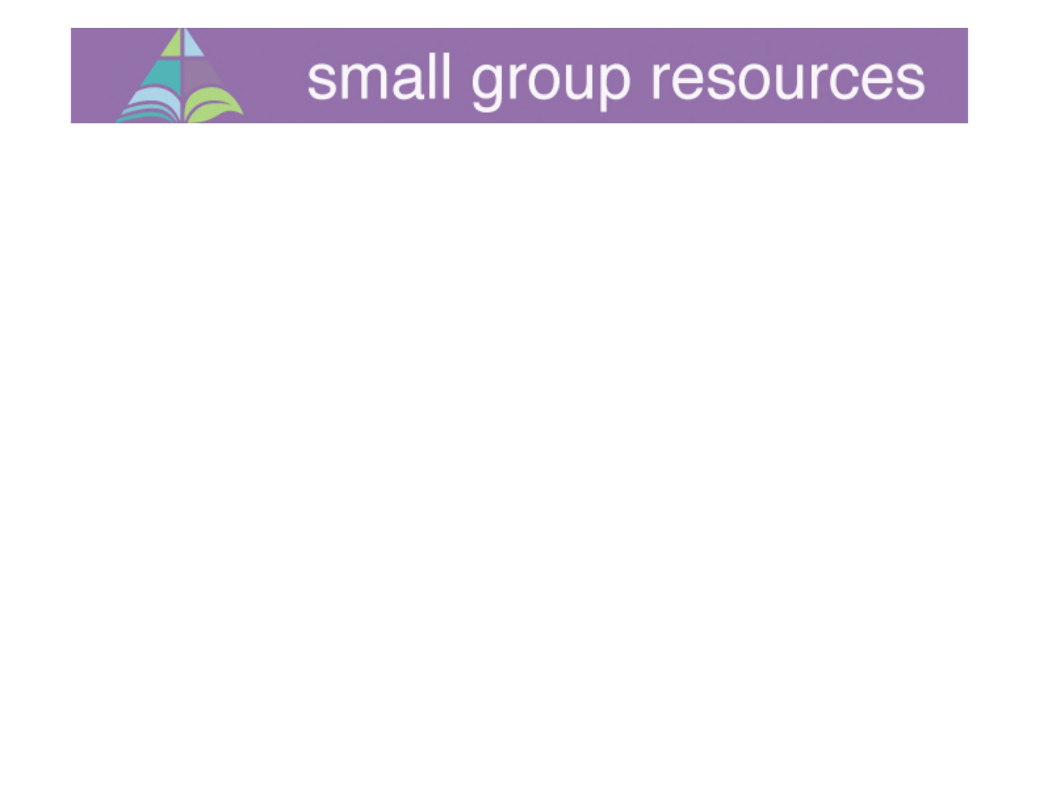small group resources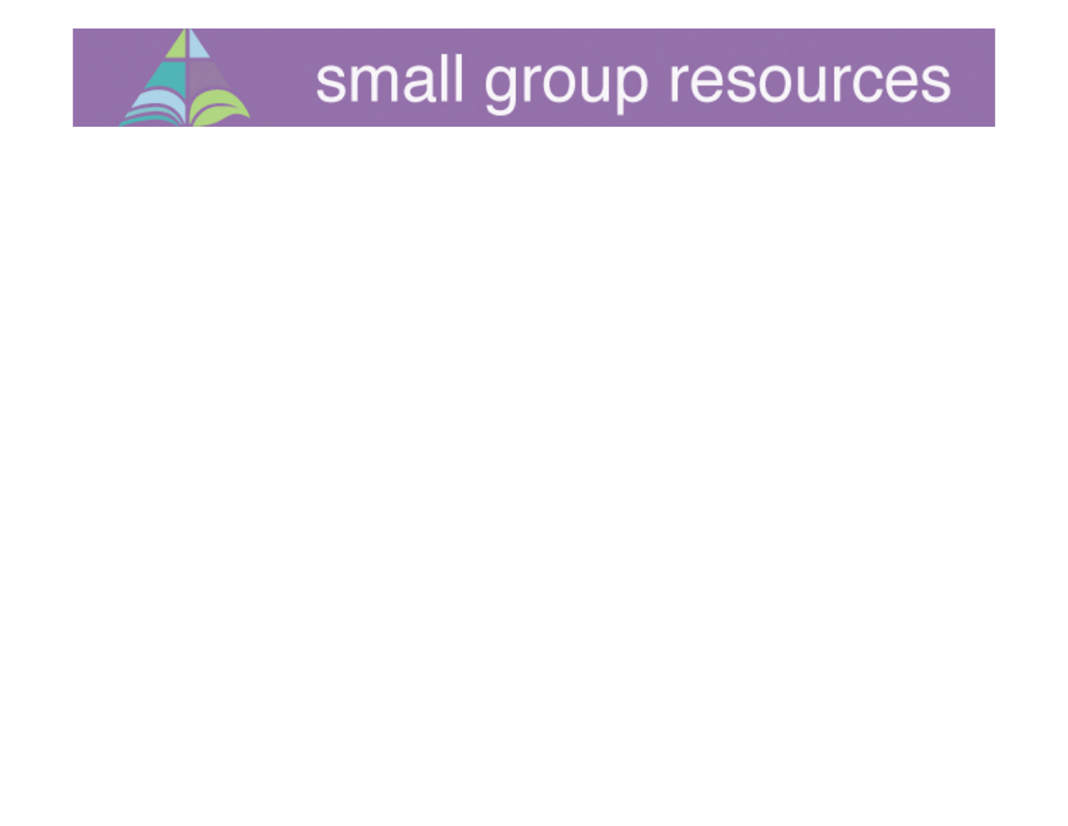small group resources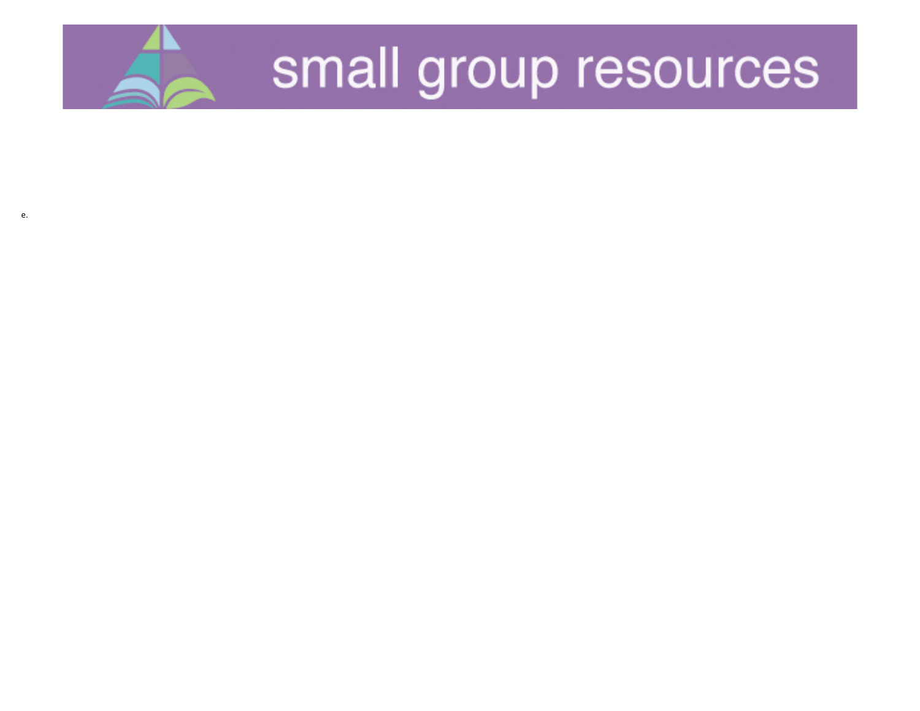e.